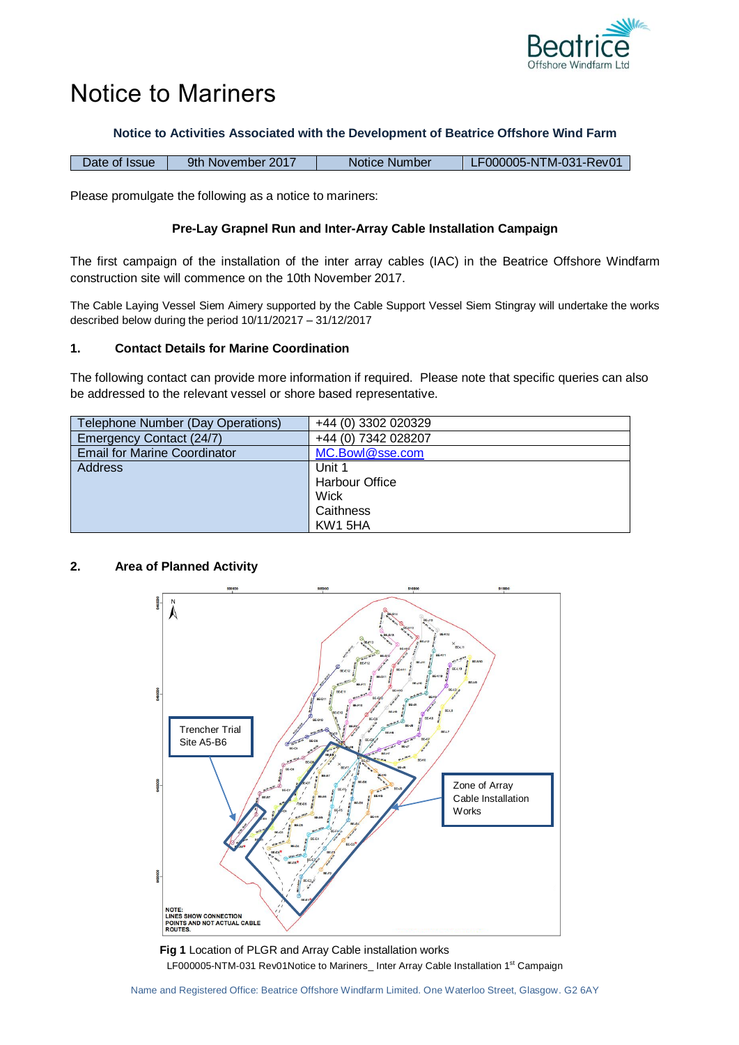# Notice to Mariners

**Notice to Activities Associated with the Development of Beatrice Offshore Wind Farm**

| Date of Issue | 9th November 2017 | Notice Number | LF000005-NTM-031-Rev01 |
| --- | --- | --- | --- |

Please promulgate the following as a notice to mariners:

**Pre-Lay Grapnel Run and Inter-Array Cable Installation Campaign**

The first campaign of the installation of the inter array cables (IAC) in the Beatrice Offshore Windfarm construction site will commence on the 10th November 2017.

The Cable Laying Vessel Siem Aimery supported by the Cable Support Vessel Siem Stingray will undertake the works described below during the period 10/11/20217 – 31/12/2017

## 1. Contact Details for Marine Coordination

The following contact can provide more information if required. Please note that specific queries can also be addressed to the relevant vessel or shore based representative.

| Telephone Number (Day Operations) | +44 (0) 3302 020329 |
| --- | --- |
| Emergency Contact (24/7) | +44 (0) 7342 028207 |
| Email for Marine Coordinator | MC.Bowl@sse.com |
| Address | Unit 1<br>Harbour Office<br>Wick<br>Caithness<br>KW1 5HA |

## 2. Area of Planned Activity

**Fig 1** Location of PLGR and Array Cable installation works

LF000005-NTM-031 Rev01Notice to Mariners_ Inter Array Cable Installation 1st Campaign

Name and Registered Office: Beatrice Offshore Windfarm Limited. One Waterloo Street, Glasgow. G2 6AY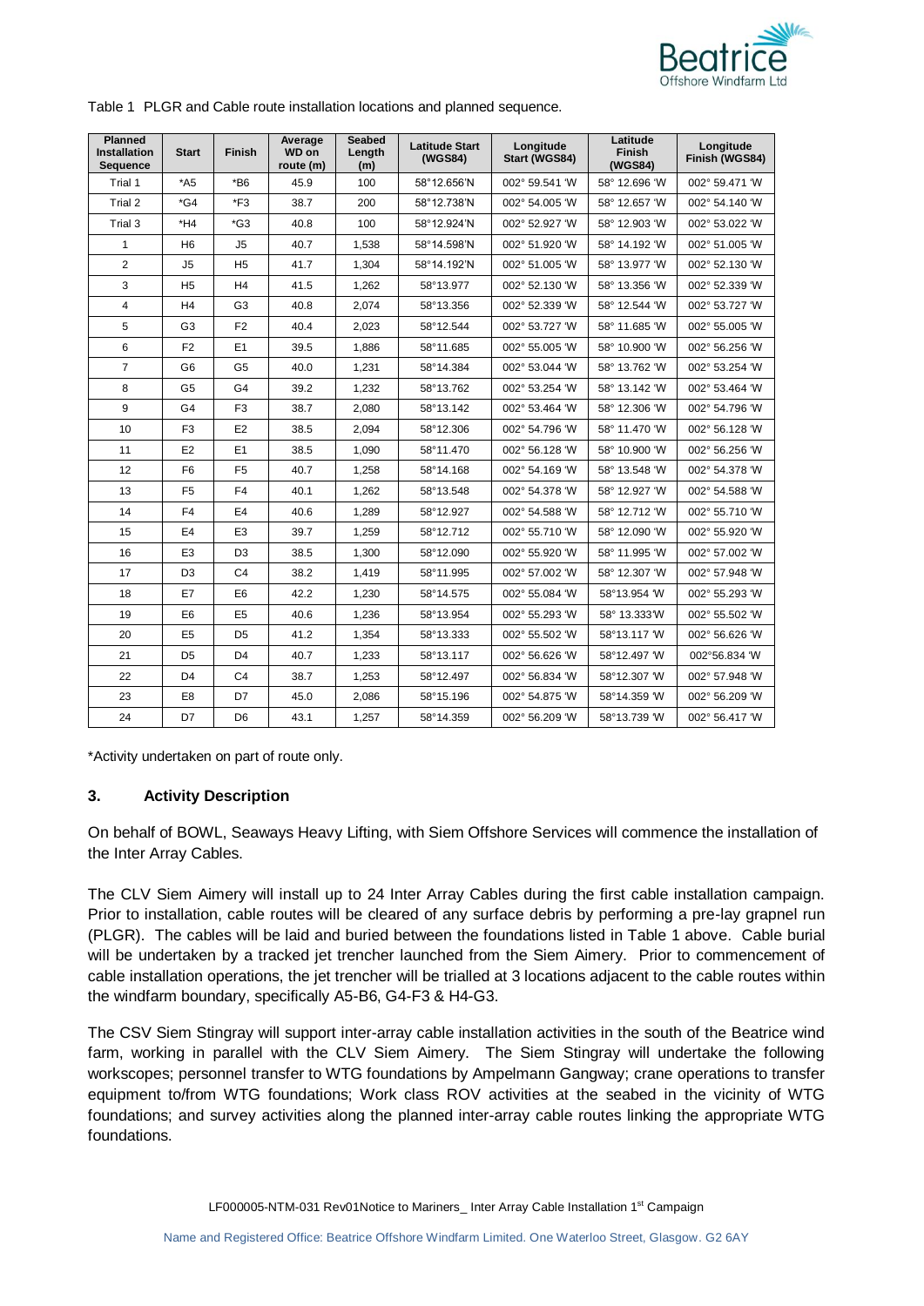Table 1 PLGR and Cable route installation locations and planned sequence.

| Planned Installation Sequence | Start | Finish | Average WD on route (m) | Seabed Length (m) | Latitude Start (WGS84) | Longitude Start (WGS84) | Latitude Finish (WGS84) | Longitude Finish (WGS84) |
|---|---|---|---|---|---|---|---|---|
| Trial 1 | *A5 | *B6 | 45.9 | 100 | 58°12.656'N | 002° 59.541 'W | 58° 12.696 'W | 002° 59.471 'W |
| Trial 2 | *G4 | *F3 | 38.7 | 200 | 58°12.738'N | 002° 54.005 'W | 58° 12.657 'W | 002° 54.140 'W |
| Trial 3 | *H4 | *G3 | 40.8 | 100 | 58°12.924'N | 002° 52.927 'W | 58° 12.903 'W | 002° 53.022 'W |
| 1 | H6 | J5 | 40.7 | 1,538 | 58°14.598'N | 002° 51.920 'W | 58° 14.192 'W | 002° 51.005 'W |
| 2 | J5 | H5 | 41.7 | 1,304 | 58°14.192'N | 002° 51.005 'W | 58° 13.977 'W | 002° 52.130 'W |
| 3 | H5 | H4 | 41.5 | 1,262 | 58°13.977 | 002° 52.130 'W | 58° 13.356 'W | 002° 52.339 'W |
| 4 | H4 | G3 | 40.8 | 2,074 | 58°13.356 | 002° 52.339 'W | 58° 12.544 'W | 002° 53.727 'W |
| 5 | G3 | F2 | 40.4 | 2,023 | 58°12.544 | 002° 53.727 'W | 58° 11.685 'W | 002° 55.005 'W |
| 6 | F2 | E1 | 39.5 | 1,886 | 58°11.685 | 002° 55.005 'W | 58° 10.900 'W | 002° 56.256 'W |
| 7 | G6 | G5 | 40.0 | 1,231 | 58°14.384 | 002° 53.044 'W | 58° 13.762 'W | 002° 53.254 'W |
| 8 | G5 | G4 | 39.2 | 1,232 | 58°13.762 | 002° 53.254 'W | 58° 13.142 'W | 002° 53.464 'W |
| 9 | G4 | F3 | 38.7 | 2,080 | 58°13.142 | 002° 53.464 'W | 58° 12.306 'W | 002° 54.796 'W |
| 10 | F3 | E2 | 38.5 | 2,094 | 58°12.306 | 002° 54.796 'W | 58° 11.470 'W | 002° 56.128 'W |
| 11 | E2 | E1 | 38.5 | 1,090 | 58°11.470 | 002° 56.128 'W | 58° 10.900 'W | 002° 56.256 'W |
| 12 | F6 | F5 | 40.7 | 1,258 | 58°14.168 | 002° 54.169 'W | 58° 13.548 'W | 002° 54.378 'W |
| 13 | F5 | F4 | 40.1 | 1,262 | 58°13.548 | 002° 54.378 'W | 58° 12.927 'W | 002° 54.588 'W |
| 14 | F4 | E4 | 40.6 | 1,289 | 58°12.927 | 002° 54.588 'W | 58° 12.712 'W | 002° 55.710 'W |
| 15 | E4 | E3 | 39.7 | 1,259 | 58°12.712 | 002° 55.710 'W | 58° 12.090 'W | 002° 55.920 'W |
| 16 | E3 | D3 | 38.5 | 1,300 | 58°12.090 | 002° 55.920 'W | 58° 11.995 'W | 002° 57.002 'W |
| 17 | D3 | C4 | 38.2 | 1,419 | 58°11.995 | 002° 57.002 'W | 58° 12.307 'W | 002° 57.948 'W |
| 18 | E7 | E6 | 42.2 | 1,230 | 58°14.575 | 002° 55.084 'W | 58°13.954 'W | 002° 55.293 'W |
| 19 | E6 | E5 | 40.6 | 1,236 | 58°13.954 | 002° 55.293 'W | 58° 13.333'W | 002° 55.502 'W |
| 20 | E5 | D5 | 41.2 | 1,354 | 58°13.333 | 002° 55.502 'W | 58°13.117 'W | 002° 56.626 'W |
| 21 | D5 | D4 | 40.7 | 1,233 | 58°13.117 | 002° 56.626 'W | 58°12.497 'W | 002°56.834 'W |
| 22 | D4 | C4 | 38.7 | 1,253 | 58°12.497 | 002° 56.834 'W | 58°12.307 'W | 002° 57.948 'W |
| 23 | E8 | D7 | 45.0 | 2,086 | 58°15.196 | 002° 54.875 'W | 58°14.359 'W | 002° 56.209 'W |
| 24 | D7 | D6 | 43.1 | 1,257 | 58°14.359 | 002° 56.209 'W | 58°13.739 'W | 002° 56.417 'W |

*Activity undertaken on part of route only.

### 3. Activity Description

On behalf of BOWL, Seaways Heavy Lifting, with Siem Offshore Services will commence the installation of the Inter Array Cables.

The CLV Siem Aimery will install up to 24 Inter Array Cables during the first cable installation campaign. Prior to installation, cable routes will be cleared of any surface debris by performing a pre-lay grapnel run (PLGR). The cables will be laid and buried between the foundations listed in Table 1 above. Cable burial will be undertaken by a tracked jet trencher launched from the Siem Aimery. Prior to commencement of cable installation operations, the jet trencher will be trialled at 3 locations adjacent to the cable routes within the windfarm boundary, specifically A5-B6, G4-F3 & H4-G3.

The CSV Siem Stingray will support inter-array cable installation activities in the south of the Beatrice wind farm, working in parallel with the CLV Siem Aimery. The Siem Stingray will undertake the following workscopes; personnel transfer to WTG foundations by Ampelmann Gangway; crane operations to transfer equipment to/from WTG foundations; Work class ROV activities at the seabed in the vicinity of WTG foundations; and survey activities along the planned inter-array cable routes linking the appropriate WTG foundations.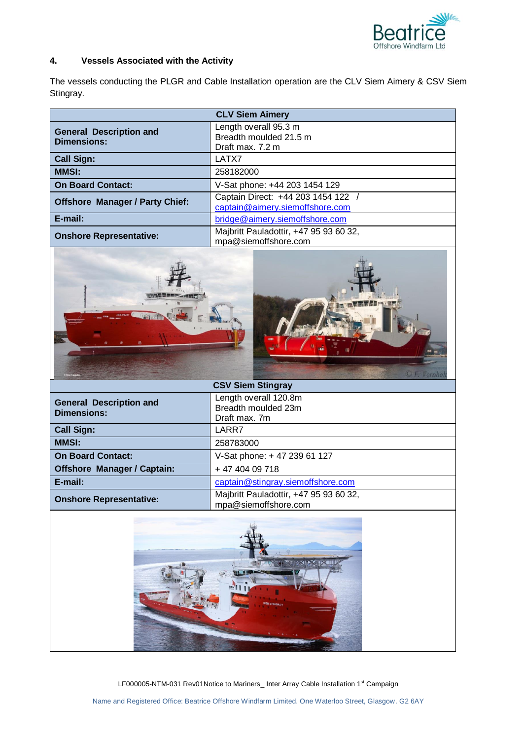## 4. Vessels Associated with the Activity

The vessels conducting the PLGR and Cable Installation operation are the CLV Siem Aimery & CSV Siem Stingray.

| CLV Siem Aimery | |
|---|---|
| **General Description and Dimensions:** | Length overall 95.3 m<br>Breadth moulded 21.5 m<br>Draft max. 7.2 m |
| **Call Sign:** | LATX7 |
| **MMSI:** | 258182000 |
| **On Board Contact:** | V-Sat phone: +44 203 1454 129 |
| **Offshore Manager / Party Chief:** | Captain Direct: +44 203 1454 122 / captain@aimery.siemoffshore.com |
| **E-mail:** | bridge@aimery.siemoffshore.com |
| **Onshore Representative:** | Majbritt Pauladottir, +47 95 93 60 32, mpa@siemoffshore.com |

| CSV Siem Stingray | |
|---|---|
| **General Description and Dimensions:** | Length overall 120.8m<br>Breadth moulded 23m<br>Draft max. 7m |
| **Call Sign:** | LARR7 |
| **MMSI:** | 258783000 |
| **On Board Contact:** | V-Sat phone: + 47 239 61 127 |
| **Offshore Manager / Captain:** | + 47 404 09 718 |
| **E-mail:** | captain@stingray.siemoffshore.com |
| **Onshore Representative:** | Majbritt Pauladottir, +47 95 93 60 32, mpa@siemoffshore.com |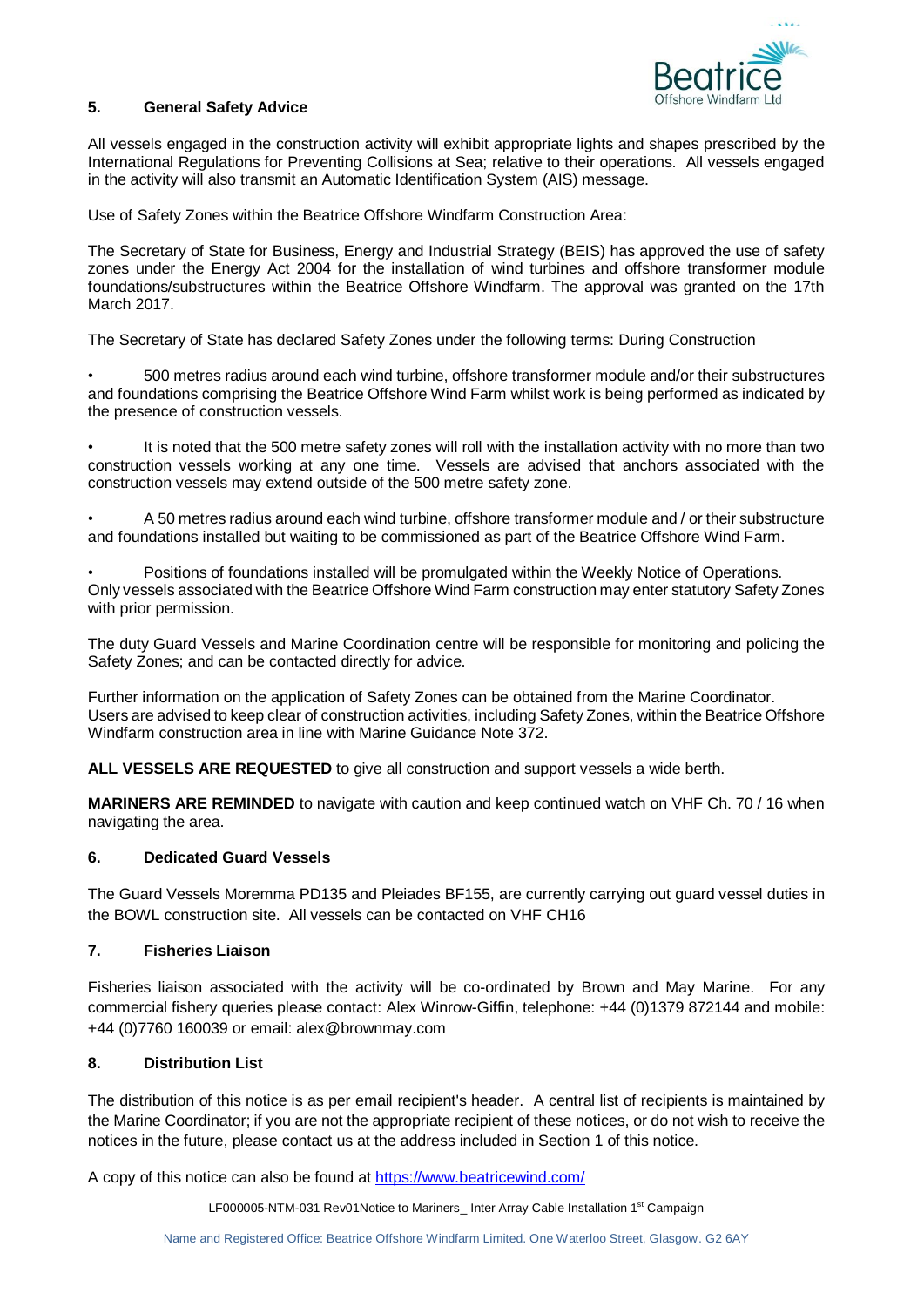## 5. General Safety Advice

All vessels engaged in the construction activity will exhibit appropriate lights and shapes prescribed by the International Regulations for Preventing Collisions at Sea; relative to their operations. All vessels engaged in the activity will also transmit an Automatic Identification System (AIS) message.

Use of Safety Zones within the Beatrice Offshore Windfarm Construction Area:

The Secretary of State for Business, Energy and Industrial Strategy (BEIS) has approved the use of safety zones under the Energy Act 2004 for the installation of wind turbines and offshore transformer module foundations/substructures within the Beatrice Offshore Windfarm. The approval was granted on the 17th March 2017.

The Secretary of State has declared Safety Zones under the following terms: During Construction

- 500 metres radius around each wind turbine, offshore transformer module and/or their substructures and foundations comprising the Beatrice Offshore Wind Farm whilst work is being performed as indicated by the presence of construction vessels.
- It is noted that the 500 metre safety zones will roll with the installation activity with no more than two construction vessels working at any one time. Vessels are advised that anchors associated with the construction vessels may extend outside of the 500 metre safety zone.
- A 50 metres radius around each wind turbine, offshore transformer module and / or their substructure and foundations installed but waiting to be commissioned as part of the Beatrice Offshore Wind Farm.
- Positions of foundations installed will be promulgated within the Weekly Notice of Operations.

Only vessels associated with the Beatrice Offshore Wind Farm construction may enter statutory Safety Zones with prior permission.

The duty Guard Vessels and Marine Coordination centre will be responsible for monitoring and policing the Safety Zones; and can be contacted directly for advice.

Further information on the application of Safety Zones can be obtained from the Marine Coordinator.
Users are advised to keep clear of construction activities, including Safety Zones, within the Beatrice Offshore Windfarm construction area in line with Marine Guidance Note 372.

**ALL VESSELS ARE REQUESTED** to give all construction and support vessels a wide berth.

**MARINERS ARE REMINDED** to navigate with caution and keep continued watch on VHF Ch. 70 / 16 when navigating the area.

## 6. Dedicated Guard Vessels

The Guard Vessels Moremma PD135 and Pleiades BF155, are currently carrying out guard vessel duties in the BOWL construction site. All vessels can be contacted on VHF CH16

## 7. Fisheries Liaison

Fisheries liaison associated with the activity will be co-ordinated by Brown and May Marine. For any commercial fishery queries please contact: Alex Winrow-Giffin, telephone: +44 (0)1379 872144 and mobile: +44 (0)7760 160039 or email: alex@brownmay.com

## 8. Distribution List

The distribution of this notice is as per email recipient's header. A central list of recipients is maintained by the Marine Coordinator; if you are not the appropriate recipient of these notices, or do not wish to receive the notices in the future, please contact us at the address included in Section 1 of this notice.

A copy of this notice can also be found at https://www.beatricewind.com/